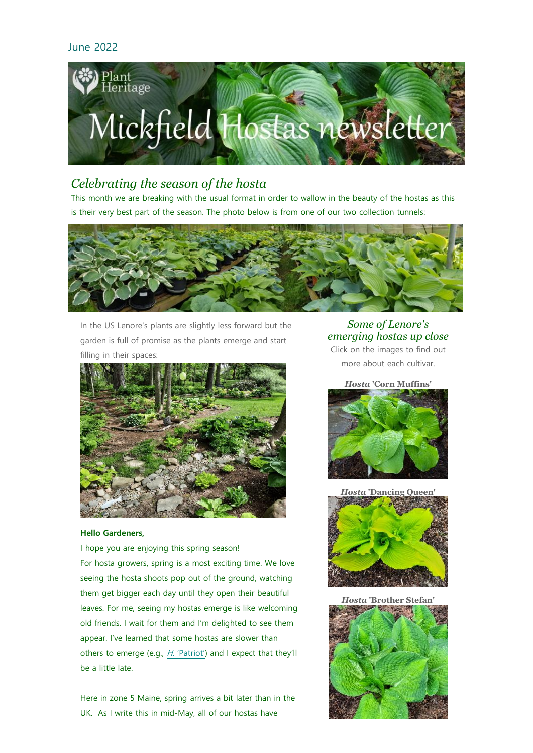June 2022

# Mickfield Hostas newsletter

## *Celebrating the season of the hosta*

This month we are breaking with the usual format in order to wallow in the beauty of the hostas as this is their very best part of the season. The photo below is from one of our two collection tunnels:

In the US Lenore's plants are slightly less forward but the garden is full of promise as the plants emerge and start filling in their spaces:

**Hello Gardeners,**

I hope you are enjoying this spring season!

For hosta growers, spring is a most exciting time. We love seeing the hosta shoots pop out of the ground, watching them get bigger each day until they open their beautiful leaves. For me, seeing my hostas emerge is like welcoming old friends. I wait for them and I'm delighted to see them appear. I've learned that some hostas are slower than others to emerge (e.g., *H.* 'Patriot') and I expect that they'll be a little late.

Here in zone 5 Maine, spring arrives a bit later than in the UK. As I write this in mid-May, all of our hostas have

### *Some of Lenore's emerging hostas up close*

Click on the images to find out more about each cultivar.

***Hosta* 'Corn Muffins'**

***Hosta* 'Dancing Queen'**

***Hosta* 'Brother Stefan'**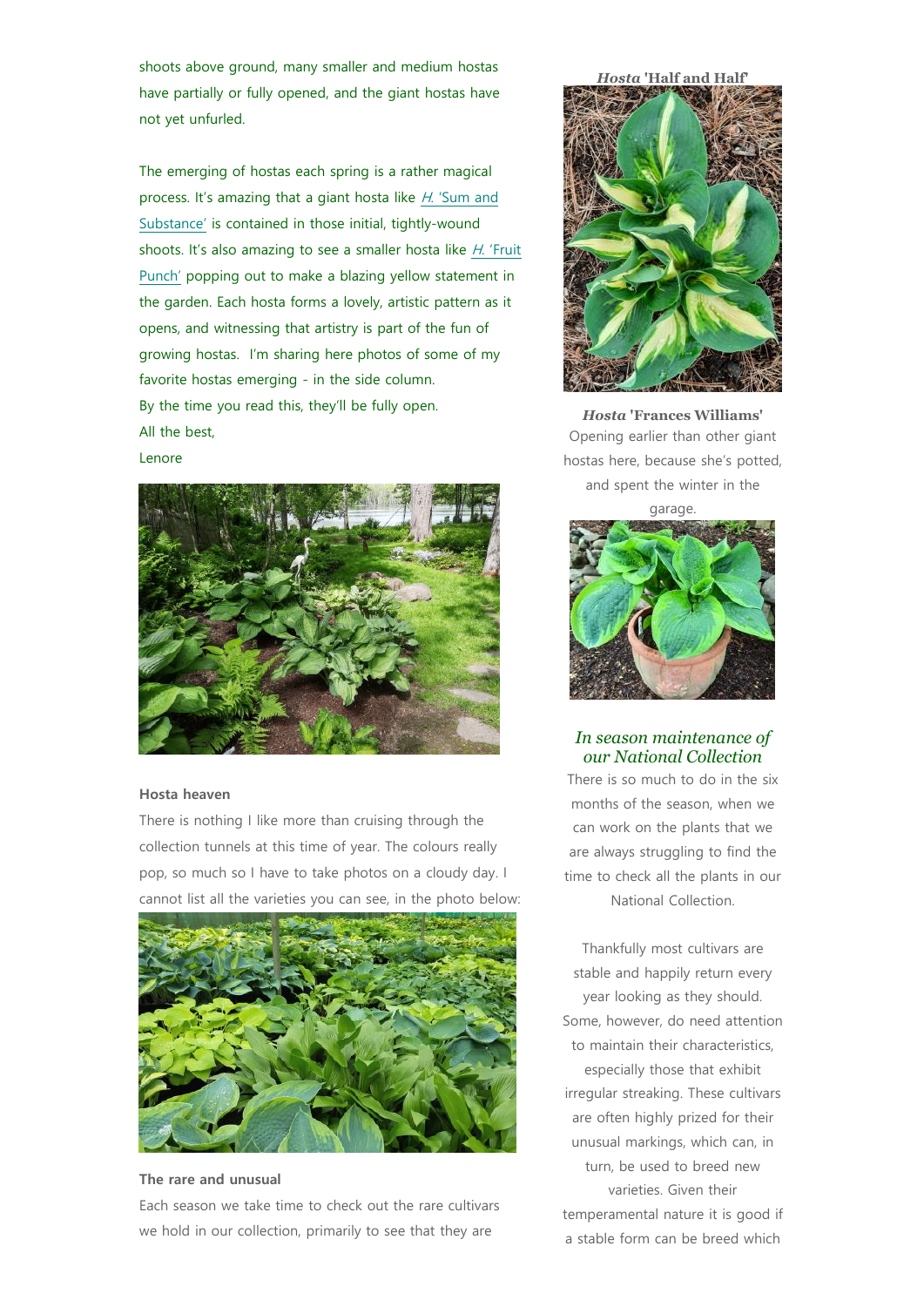shoots above ground, many smaller and medium hostas have partially or fully opened, and the giant hostas have not yet unfurled.

The emerging of hostas each spring is a rather magical process. It's amazing that a giant hosta like *H.* 'Sum and Substance' is contained in those initial, tightly-wound shoots. It's also amazing to see a smaller hosta like *H.* 'Fruit Punch' popping out to make a blazing yellow statement in the garden. Each hosta forms a lovely, artistic pattern as it opens, and witnessing that artistry is part of the fun of growing hostas. I'm sharing here photos of some of my favorite hostas emerging - in the side column.

By the time you read this, they'll be fully open.

All the best,

Lenore

**Hosta heaven**

There is nothing I like more than cruising through the collection tunnels at this time of year. The colours really pop, so much so I have to take photos on a cloudy day. I cannot list all the varieties you can see, in the photo below:

**The rare and unusual**

Each season we take time to check out the rare cultivars we hold in our collection, primarily to see that they are

***Hosta* 'Half and Half'**

***Hosta* 'Frances Williams'**

Opening earlier than other giant hostas here, because she's potted, and spent the winter in the garage.

## *In season maintenance of our National Collection*

There is so much to do in the six months of the season, when we can work on the plants that we are always struggling to find the time to check all the plants in our National Collection.

Thankfully most cultivars are stable and happily return every year looking as they should. Some, however, do need attention to maintain their characteristics, especially those that exhibit irregular streaking. These cultivars are often highly prized for their unusual markings, which can, in turn, be used to breed new varieties. Given their temperamental nature it is good if a stable form can be breed which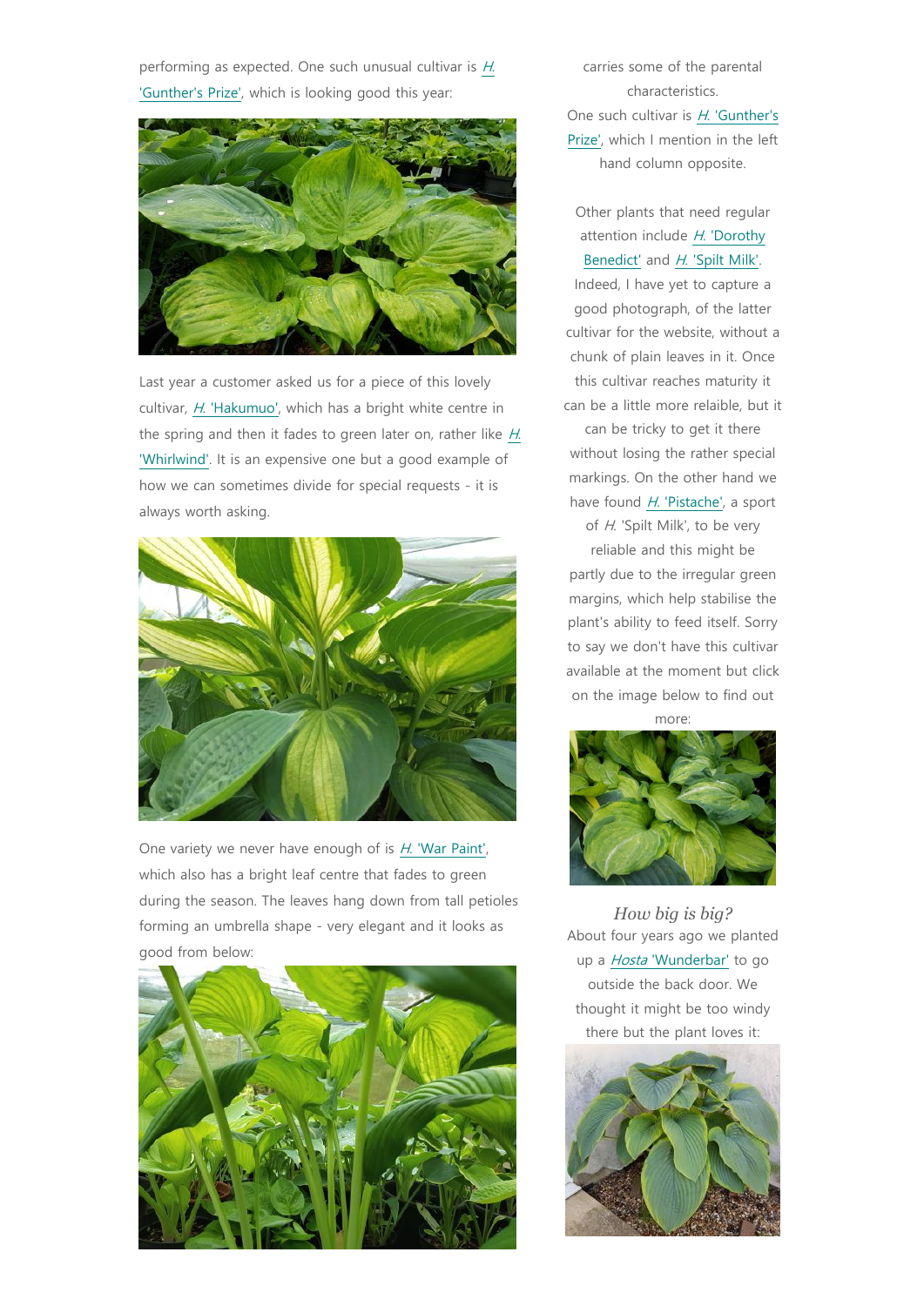performing as expected. One such unusual cultivar is *H.* 'Gunther's Prize', which is looking good this year:

Last year a customer asked us for a piece of this lovely cultivar, *H.* 'Hakumuo', which has a bright white centre in the spring and then it fades to green later on, rather like *H.* 'Whirlwind'. It is an expensive one but a good example of how we can sometimes divide for special requests - it is always worth asking.

One variety we never have enough of is *H.* 'War Paint', which also has a bright leaf centre that fades to green during the season. The leaves hang down from tall petioles forming an umbrella shape - very elegant and it looks as good from below:

carries some of the parental characteristics.
One such cultivar is *H.* 'Gunther's Prize', which I mention in the left hand column opposite.

Other plants that need regular attention include *H.* 'Dorothy Benedict' and *H.* 'Spilt Milk'. Indeed, I have yet to capture a good photograph, of the latter cultivar for the website, without a chunk of plain leaves in it. Once this cultivar reaches maturity it can be a little more relaible, but it can be tricky to get it there without losing the rather special markings. On the other hand we have found *H.* 'Pistache', a sport of *H.* 'Spilt Milk', to be very reliable and this might be partly due to the irregular green margins, which help stabilise the plant's ability to feed itself. Sorry to say we don't have this cultivar available at the moment but click on the image below to find out more:

*How big is big?*

About four years ago we planted up a *Hosta* 'Wunderbar' to go outside the back door. We thought it might be too windy there but the plant loves it: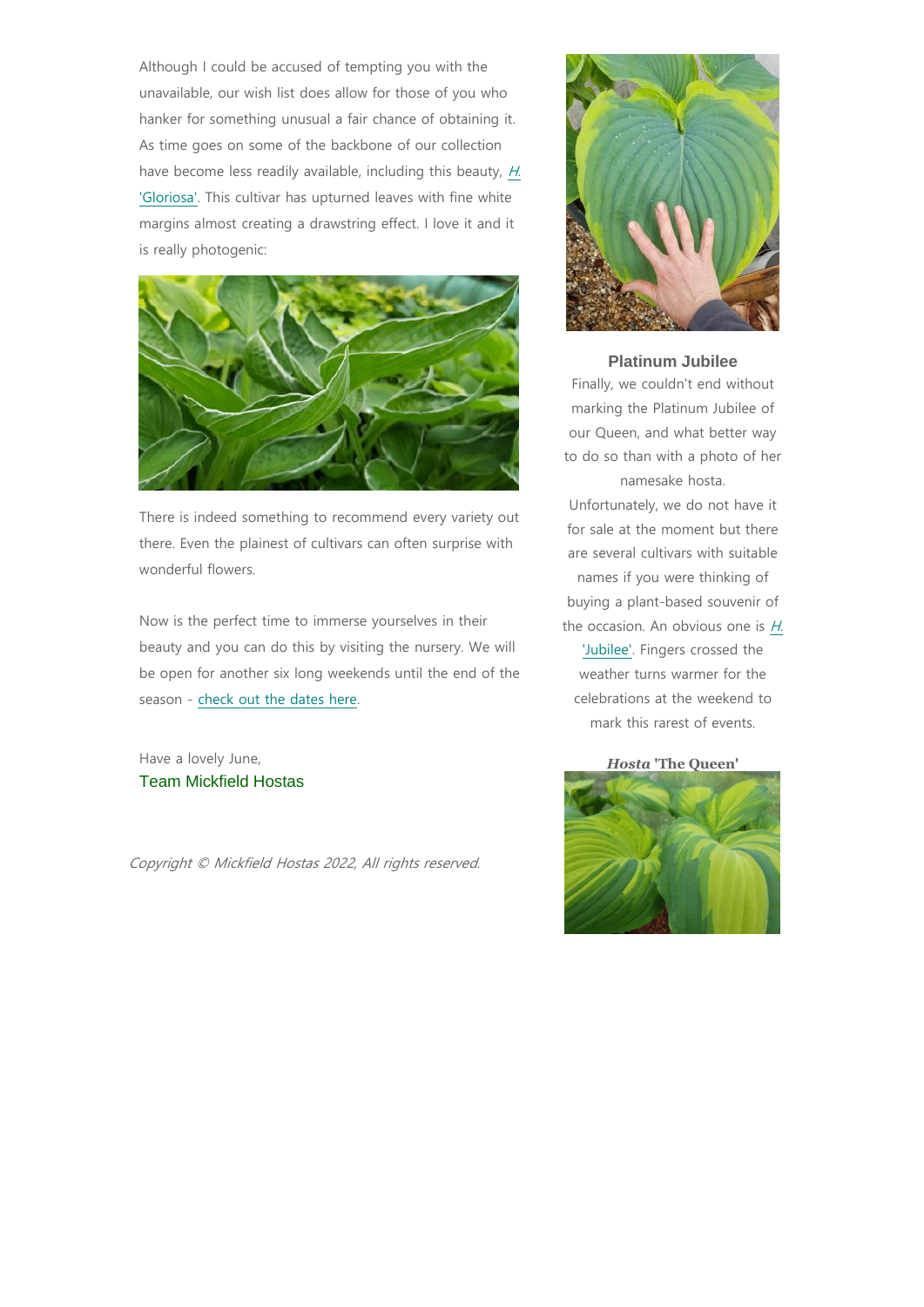Although I could be accused of tempting you with the unavailable, our wish list does allow for those of you who hanker for something unusual a fair chance of obtaining it. As time goes on some of the backbone of our collection have become less readily available, including this beauty, *H.* 'Gloriosa'. This cultivar has upturned leaves with fine white margins almost creating a drawstring effect. I love it and it is really photogenic:

There is indeed something to recommend every variety out there. Even the plainest of cultivars can often surprise with wonderful flowers.

Now is the perfect time to immerse yourselves in their beauty and you can do this by visiting the nursery. We will be open for another six long weekends until the end of the season - check out the dates here.

Have a lovely June,
Team Mickfield Hostas

*Copyright © Mickfield Hostas 2022, All rights reserved.*

**Platinum Jubilee**

Finally, we couldn't end without marking the Platinum Jubilee of our Queen, and what better way to do so than with a photo of her namesake hosta.
Unfortunately, we do not have it for sale at the moment but there are several cultivars with suitable names if you were thinking of buying a plant-based souvenir of the occasion. An obvious one is *H.* 'Jubilee'. Fingers crossed the weather turns warmer for the celebrations at the weekend to mark this rarest of events.

***Hosta* 'The Queen'**